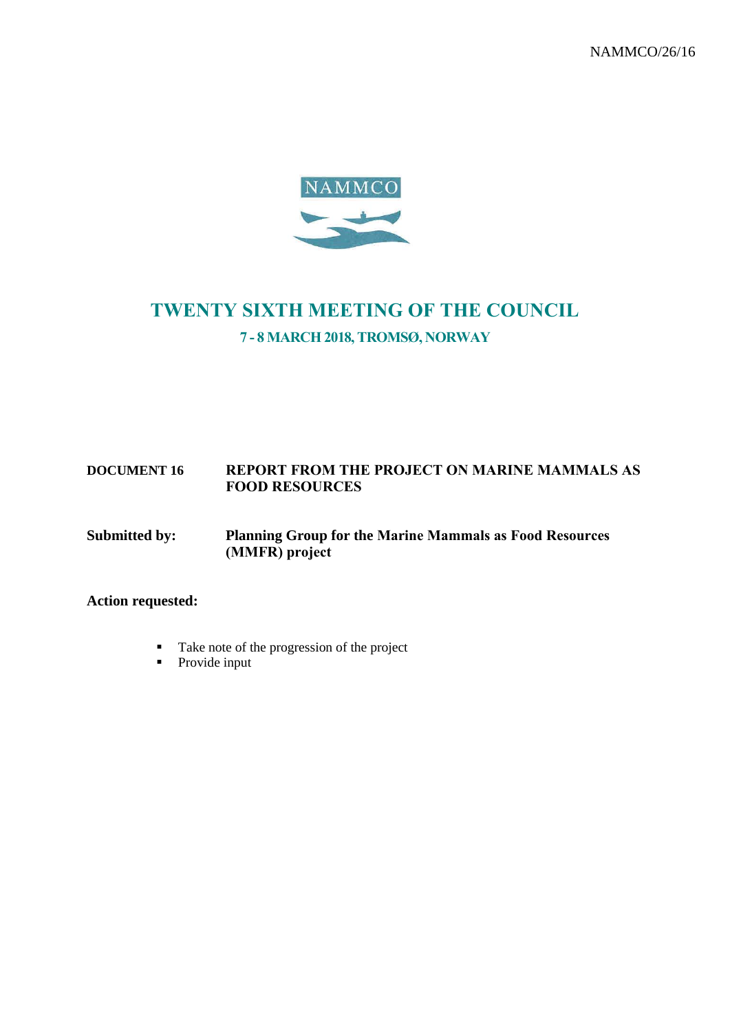NAMMCO/26/16

NAMMCO

# TWENTY SIXTH MEETING OF THE COUNCIL

## 7 - 8 MARCH 2018, TROMSØ, NORWAY

**DOCUMENT 16** **REPORT FROM THE PROJECT ON MARINE MAMMALS AS FOOD RESOURCES**

**Submitted by:** **Planning Group for the Marine Mammals as Food Resources (MMFR) project**

**Action requested:**

- Take note of the progression of the project
- Provide input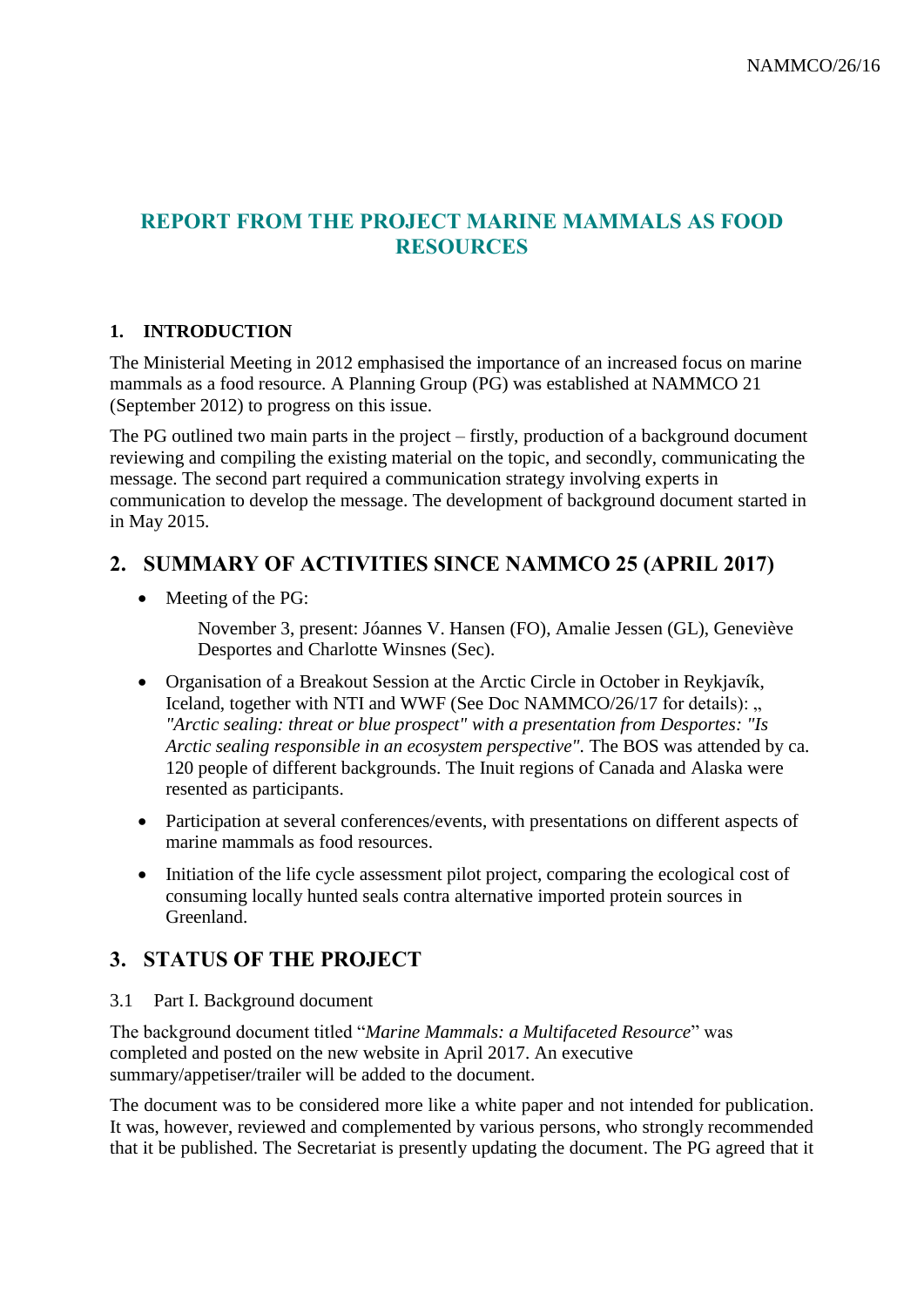# REPORT FROM THE PROJECT MARINE MAMMALS AS FOOD RESOURCES

## 1. INTRODUCTION

The Ministerial Meeting in 2012 emphasised the importance of an increased focus on marine mammals as a food resource. A Planning Group (PG) was established at NAMMCO 21 (September 2012) to progress on this issue.

The PG outlined two main parts in the project – firstly, production of a background document reviewing and compiling the existing material on the topic, and secondly, communicating the message. The second part required a communication strategy involving experts in communication to develop the message. The development of background document started in in May 2015.

## 2. SUMMARY OF ACTIVITIES SINCE NAMMCO 25 (APRIL 2017)

- Meeting of the PG:

  November 3, present: Jóannes V. Hansen (FO), Amalie Jessen (GL), Geneviève Desportes and Charlotte Winsnes (Sec).

- Organisation of a Breakout Session at the Arctic Circle in October in Reykjavík, Iceland, together with NTI and WWF (See Doc NAMMCO/26/17 for details): „ *"Arctic sealing: threat or blue prospect" with a presentation from Desportes: "Is Arctic sealing responsible in an ecosystem perspective"*. The BOS was attended by ca. 120 people of different backgrounds. The Inuit regions of Canada and Alaska were resented as participants.

- Participation at several conferences/events, with presentations on different aspects of marine mammals as food resources.

- Initiation of the life cycle assessment pilot project, comparing the ecological cost of consuming locally hunted seals contra alternative imported protein sources in Greenland.

## 3. STATUS OF THE PROJECT

### 3.1 Part I. Background document

The background document titled "*Marine Mammals: a Multifaceted Resource*" was completed and posted on the new website in April 2017. An executive summary/appetiser/trailer will be added to the document.

The document was to be considered more like a white paper and not intended for publication. It was, however, reviewed and complemented by various persons, who strongly recommended that it be published. The Secretariat is presently updating the document. The PG agreed that it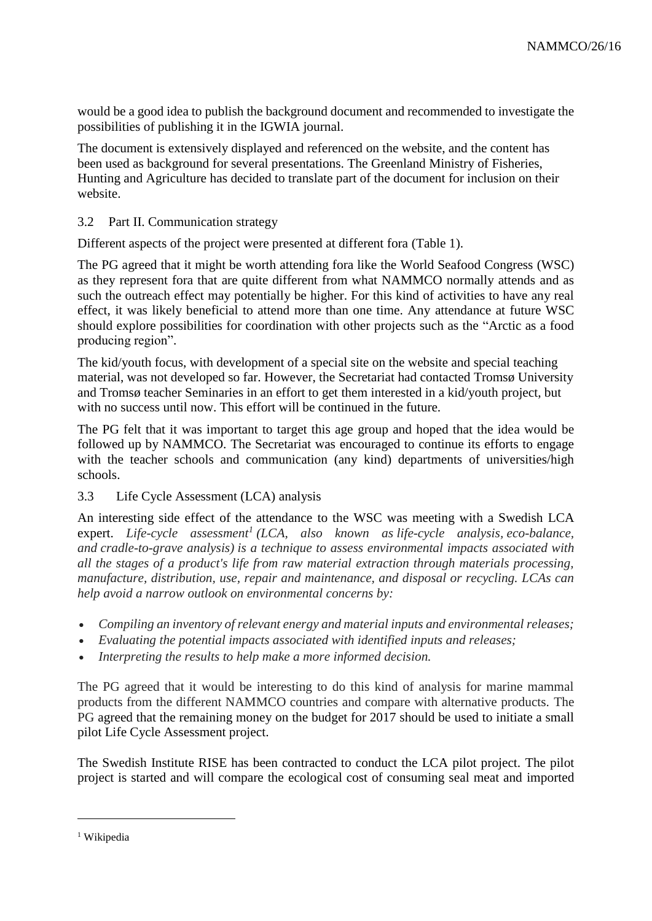would be a good idea to publish the background document and recommended to investigate the possibilities of publishing it in the IGWIA journal.

The document is extensively displayed and referenced on the website, and the content has been used as background for several presentations. The Greenland Ministry of Fisheries, Hunting and Agriculture has decided to translate part of the document for inclusion on their website.

### 3.2 Part II. Communication strategy

Different aspects of the project were presented at different fora (Table 1).

The PG agreed that it might be worth attending fora like the World Seafood Congress (WSC) as they represent fora that are quite different from what NAMMCO normally attends and as such the outreach effect may potentially be higher. For this kind of activities to have any real effect, it was likely beneficial to attend more than one time. Any attendance at future WSC should explore possibilities for coordination with other projects such as the "Arctic as a food producing region".

The kid/youth focus, with development of a special site on the website and special teaching material, was not developed so far. However, the Secretariat had contacted Tromsø University and Tromsø teacher Seminaries in an effort to get them interested in a kid/youth project, but with no success until now. This effort will be continued in the future.

The PG felt that it was important to target this age group and hoped that the idea would be followed up by NAMMCO. The Secretariat was encouraged to continue its efforts to engage with the teacher schools and communication (any kind) departments of universities/high schools.

### 3.3 Life Cycle Assessment (LCA) analysis

An interesting side effect of the attendance to the WSC was meeting with a Swedish LCA expert. *Life-cycle assessment*[1] *(LCA, also known as life-cycle analysis, eco-balance, and cradle-to-grave analysis) is a technique to assess environmental impacts associated with all the stages of a product's life from raw material extraction through materials processing, manufacture, distribution, use, repair and maintenance, and disposal or recycling. LCAs can help avoid a narrow outlook on environmental concerns by:*

- *Compiling an inventory of relevant energy and material inputs and environmental releases;*
- *Evaluating the potential impacts associated with identified inputs and releases;*
- *Interpreting the results to help make a more informed decision.*

The PG agreed that it would be interesting to do this kind of analysis for marine mammal products from the different NAMMCO countries and compare with alternative products. The PG agreed that the remaining money on the budget for 2017 should be used to initiate a small pilot Life Cycle Assessment project.

The Swedish Institute RISE has been contracted to conduct the LCA pilot project. The pilot project is started and will compare the ecological cost of consuming seal meat and imported

---

[1] Wikipedia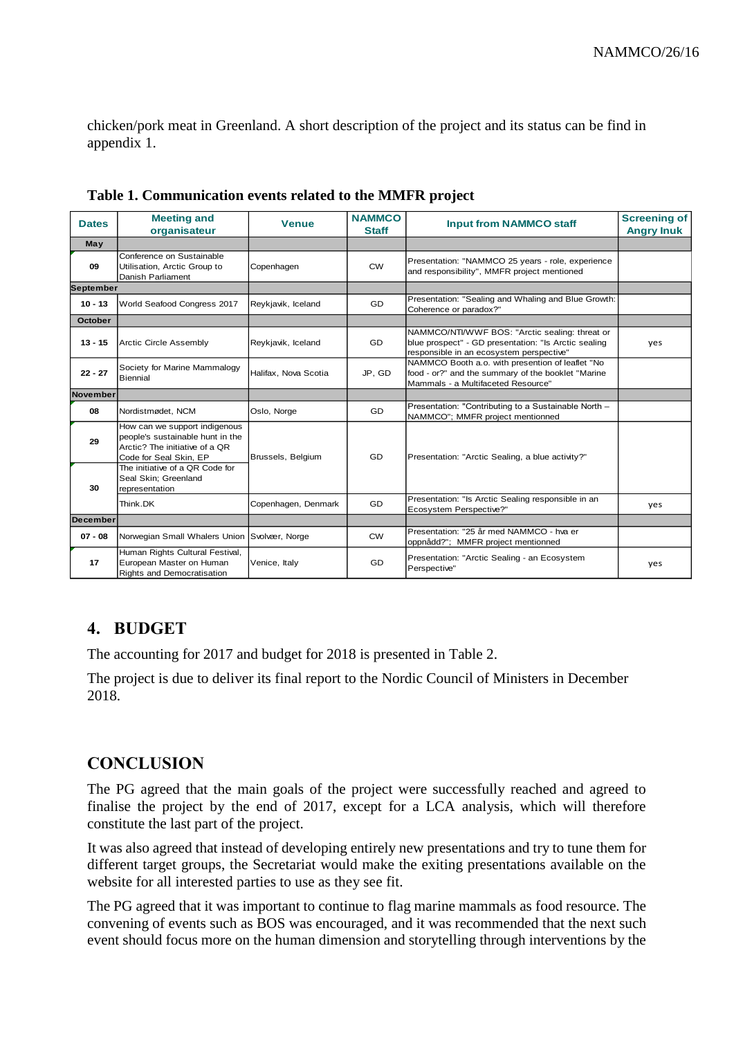chicken/pork meat in Greenland. A short description of the project and its status can be find in appendix 1.

**Table 1. Communication events related to the MMFR project**

| Dates | Meeting and organisateur | Venue | NAMMCO Staff | Input from NAMMCO staff | Screening of Angry Inuk |
|---|---|---|---|---|---|
| **May** | | | | | |
| 09 | Conference on Sustainable Utilisation, Arctic Group to Danish Parliament | Copenhagen | CW | Presentation: "NAMMCO 25 years - role, experience and responsibility", MMFR project mentioned | |
| **September** | | | | | |
| 10 - 13 | World Seafood Congress 2017 | Reykjavik, Iceland | GD | Presentation: "Sealing and Whaling and Blue Growth: Coherence or paradox?" | |
| **October** | | | | | |
| 13 - 15 | Arctic Circle Assembly | Reykjavik, Iceland | GD | NAMMCO/NTI/WWF BOS: "Arctic sealing: threat or blue prospect" - GD presentation: "Is Arctic sealing responsible in an ecosystem perspective" | yes |
| 22 - 27 | Society for Marine Mammalogy Biennial | Halifax, Nova Scotia | JP, GD | NAMMCO Booth a.o. with presention of leaflet "No food - or?" and the summary of the booklet "Marine Mammals - a Multifaceted Resource" | |
| **November** | | | | | |
| 08 | Nordistmødet, NCM | Oslo, Norge | GD | Presentation: "Contributing to a Sustainable North – NAMMCO"; MMFR project mentionned | |
| 29 | How can we support indigenous people's sustainable hunt in the Arctic? The initiative of a QR Code for Seal Skin, EP | Brussels, Belgium | GD | Presentation: "Arctic Sealing, a blue activity?" | |
| 30 | The initiative of a QR Code for Seal Skin; Greenland representation | | | | |
| | Think.DK | Copenhagen, Denmark | GD | Presentation: "Is Arctic Sealing responsible in an Ecosystem Perspective?" | yes |
| **December** | | | | | |
| 07 - 08 | Norwegian Small Whalers Union | Svolvær, Norge | CW | Presentation: "25 år med NAMMCO - hva er oppnådd?"; MMFR project mentioned | |
| 17 | Human Rights Cultural Festival, European Master on Human Rights and Democratisation | Venice, Italy | GD | Presentation: "Arctic Sealing - an Ecosystem Perspective" | yes |

## 4. BUDGET

The accounting for 2017 and budget for 2018 is presented in Table 2.

The project is due to deliver its final report to the Nordic Council of Ministers in December 2018.

## CONCLUSION

The PG agreed that the main goals of the project were successfully reached and agreed to finalise the project by the end of 2017, except for a LCA analysis, which will therefore constitute the last part of the project.

It was also agreed that instead of developing entirely new presentations and try to tune them for different target groups, the Secretariat would make the exiting presentations available on the website for all interested parties to use as they see fit.

The PG agreed that it was important to continue to flag marine mammals as food resource. The convening of events such as BOS was encouraged, and it was recommended that the next such event should focus more on the human dimension and storytelling through interventions by the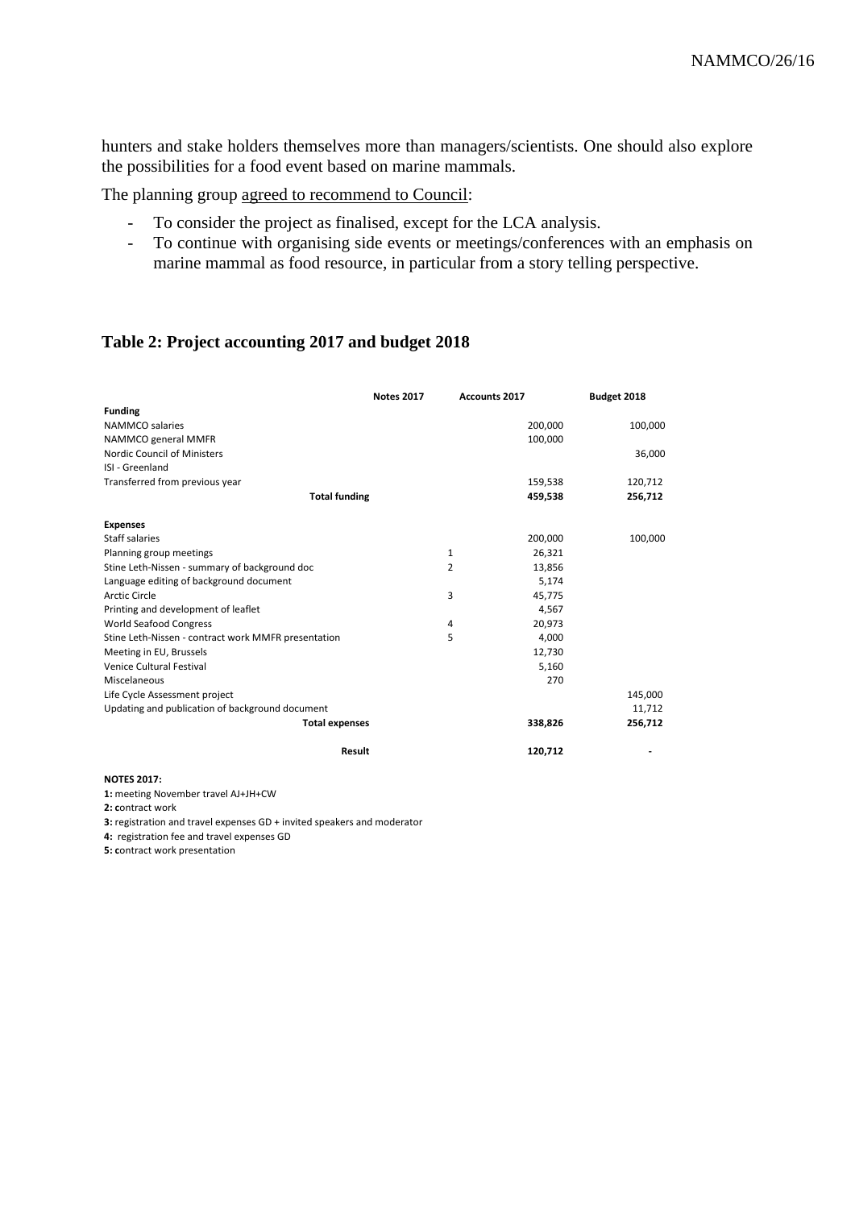hunters and stake holders themselves more than managers/scientists. One should also explore the possibilities for a food event based on marine mammals.

The planning group agreed to recommend to Council:

- To consider the project as finalised, except for the LCA analysis.
- To continue with organising side events or meetings/conferences with an emphasis on marine mammal as food resource, in particular from a story telling perspective.

## Table 2: Project accounting 2017 and budget 2018

| | Notes 2017 | Accounts 2017 | Budget 2018 |
|---|---|---|---|
| **Funding** | | | |
| NAMMCO salaries | | 200,000 | 100,000 |
| NAMMCO general MMFR | | 100,000 | |
| Nordic Council of Ministers | | | 36,000 |
| ISI - Greenland | | | |
| Transferred from previous year | | 159,538 | 120,712 |
| **Total funding** | | **459,538** | **256,712** |
| **Expenses** | | | |
| Staff salaries | | 200,000 | 100,000 |
| Planning group meetings | 1 | 26,321 | |
| Stine Leth-Nissen - summary of background doc | 2 | 13,856 | |
| Language editing of background document | | 5,174 | |
| Arctic Circle | 3 | 45,775 | |
| Printing and development of leaflet | | 4,567 | |
| World Seafood Congress | 4 | 20,973 | |
| Stine Leth-Nissen - contract work MMFR presentation | 5 | 4,000 | |
| Meeting in EU, Brussels | | 12,730 | |
| Venice Cultural Festival | | 5,160 | |
| Miscelaneous | | 270 | |
| Life Cycle Assessment project | | | 145,000 |
| Updating and publication of background document | | | 11,712 |
| **Total expenses** | | **338,826** | **256,712** |
| **Result** | | **120,712** | - |

**NOTES 2017:**

**1:** meeting November travel AJ+JH+CW

**2:** contract work

**3:** registration and travel expenses GD + invited speakers and moderator

**4:** registration fee and travel expenses GD

**5:** contract work presentation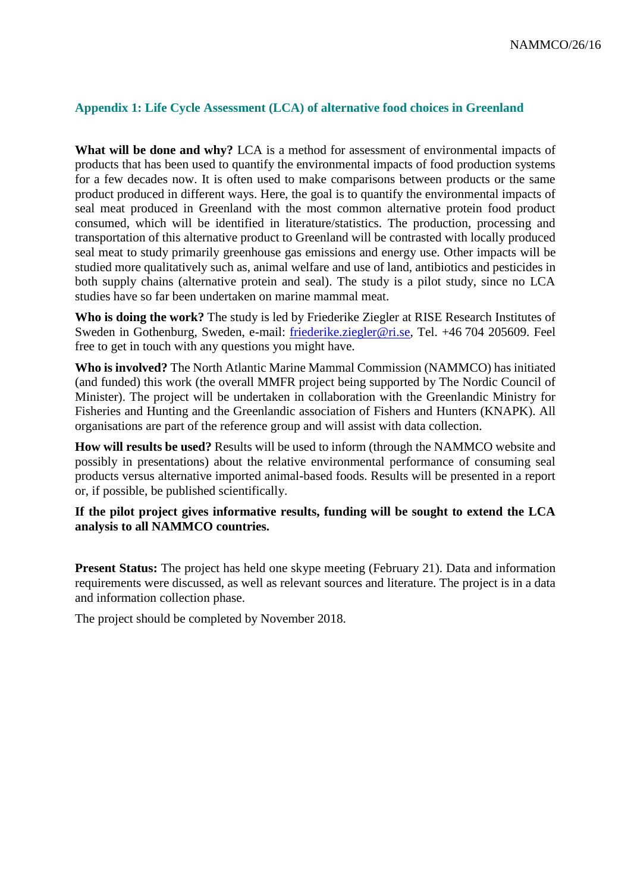## Appendix 1: Life Cycle Assessment (LCA) of alternative food choices in Greenland

**What will be done and why?** LCA is a method for assessment of environmental impacts of products that has been used to quantify the environmental impacts of food production systems for a few decades now. It is often used to make comparisons between products or the same product produced in different ways. Here, the goal is to quantify the environmental impacts of seal meat produced in Greenland with the most common alternative protein food product consumed, which will be identified in literature/statistics. The production, processing and transportation of this alternative product to Greenland will be contrasted with locally produced seal meat to study primarily greenhouse gas emissions and energy use. Other impacts will be studied more qualitatively such as, animal welfare and use of land, antibiotics and pesticides in both supply chains (alternative protein and seal). The study is a pilot study, since no LCA studies have so far been undertaken on marine mammal meat.

**Who is doing the work?** The study is led by Friederike Ziegler at RISE Research Institutes of Sweden in Gothenburg, Sweden, e-mail: friederike.ziegler@ri.se, Tel. +46 704 205609. Feel free to get in touch with any questions you might have.

**Who is involved?** The North Atlantic Marine Mammal Commission (NAMMCO) has initiated (and funded) this work (the overall MMFR project being supported by The Nordic Council of Minister). The project will be undertaken in collaboration with the Greenlandic Ministry for Fisheries and Hunting and the Greenlandic association of Fishers and Hunters (KNAPK). All organisations are part of the reference group and will assist with data collection.

**How will results be used?** Results will be used to inform (through the NAMMCO website and possibly in presentations) about the relative environmental performance of consuming seal products versus alternative imported animal-based foods. Results will be presented in a report or, if possible, be published scientifically.

**If the pilot project gives informative results, funding will be sought to extend the LCA analysis to all NAMMCO countries.**

**Present Status:** The project has held one skype meeting (February 21). Data and information requirements were discussed, as well as relevant sources and literature. The project is in a data and information collection phase.

The project should be completed by November 2018.